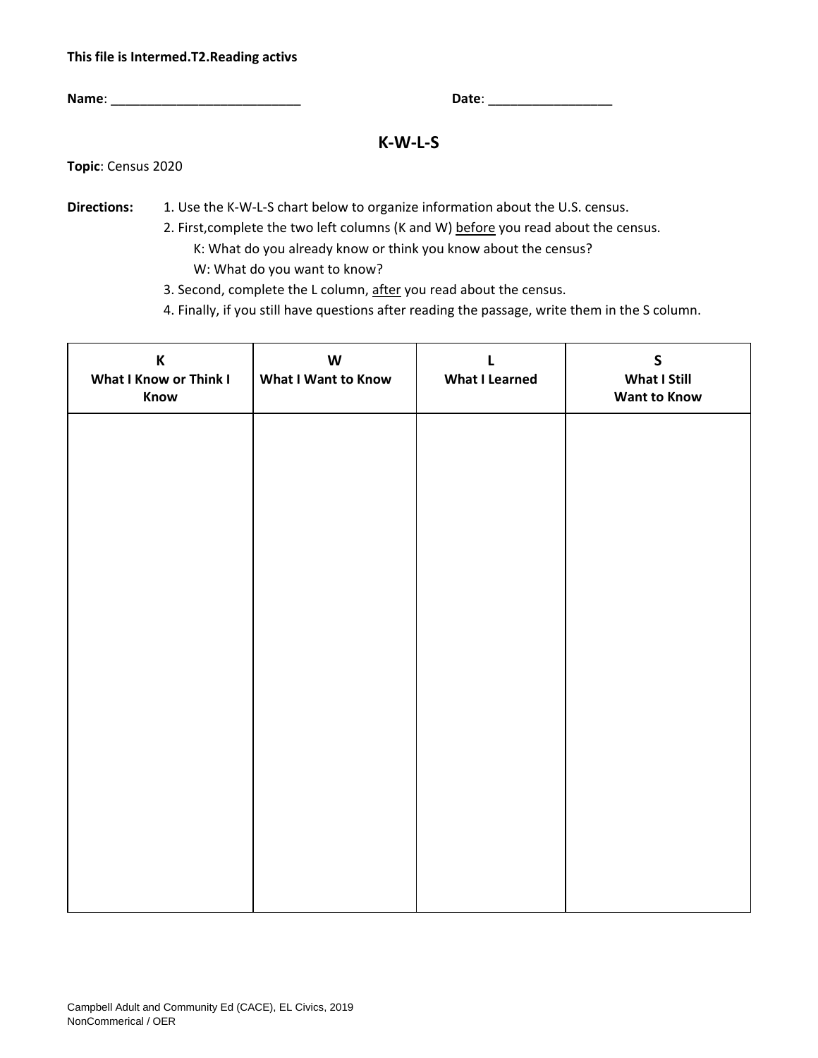**This file is Intermed.T2.Reading activs**

**Name**: ___________________________ **Date**: __________________

# K-W-L-S

**Topic**: Census 2020

**Directions:**

1. Use the K-W-L-S chart below to organize information about the U.S. census.
2. First,complete the two left columns (K and W) before you read about the census.
   - K: What do you already know or think you know about the census?
   - W: What do you want to know?
3. Second, complete the L column, after you read about the census.
4. Finally, if you still have questions after reading the passage, write them in the S column.

| K<br>What I Know or Think I Know | W<br>What I Want to Know | L<br>What I Learned | S<br>What I Still Want to Know |
|---|---|---|---|
| | | | |

Campbell Adult and Community Ed (CACE), EL Civics, 2019
NonCommerical / OER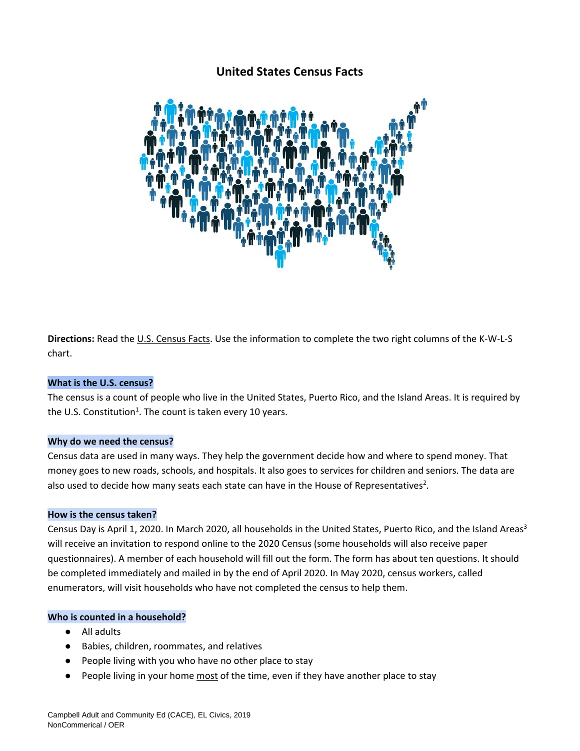# United States Census Facts

**Directions:** Read the U.S. Census Facts. Use the information to complete the two right columns of the K-W-L-S chart.

### What is the U.S. census?

The census is a count of people who live in the United States, Puerto Rico, and the Island Areas. It is required by the U.S. Constitution[1]. The count is taken every 10 years.

### Why do we need the census?

Census data are used in many ways. They help the government decide how and where to spend money. That money goes to new roads, schools, and hospitals. It also goes to services for children and seniors. The data are also used to decide how many seats each state can have in the House of Representatives[2].

### How is the census taken?

Census Day is April 1, 2020. In March 2020, all households in the United States, Puerto Rico, and the Island Areas[3] will receive an invitation to respond online to the 2020 Census (some households will also receive paper questionnaires). A member of each household will fill out the form. The form has about ten questions. It should be completed immediately and mailed in by the end of April 2020. In May 2020, census workers, called enumerators, will visit households who have not completed the census to help them.

### Who is counted in a household?

- All adults
- Babies, children, roommates, and relatives
- People living with you who have no other place to stay
- People living in your home <u>most</u> of the time, even if they have another place to stay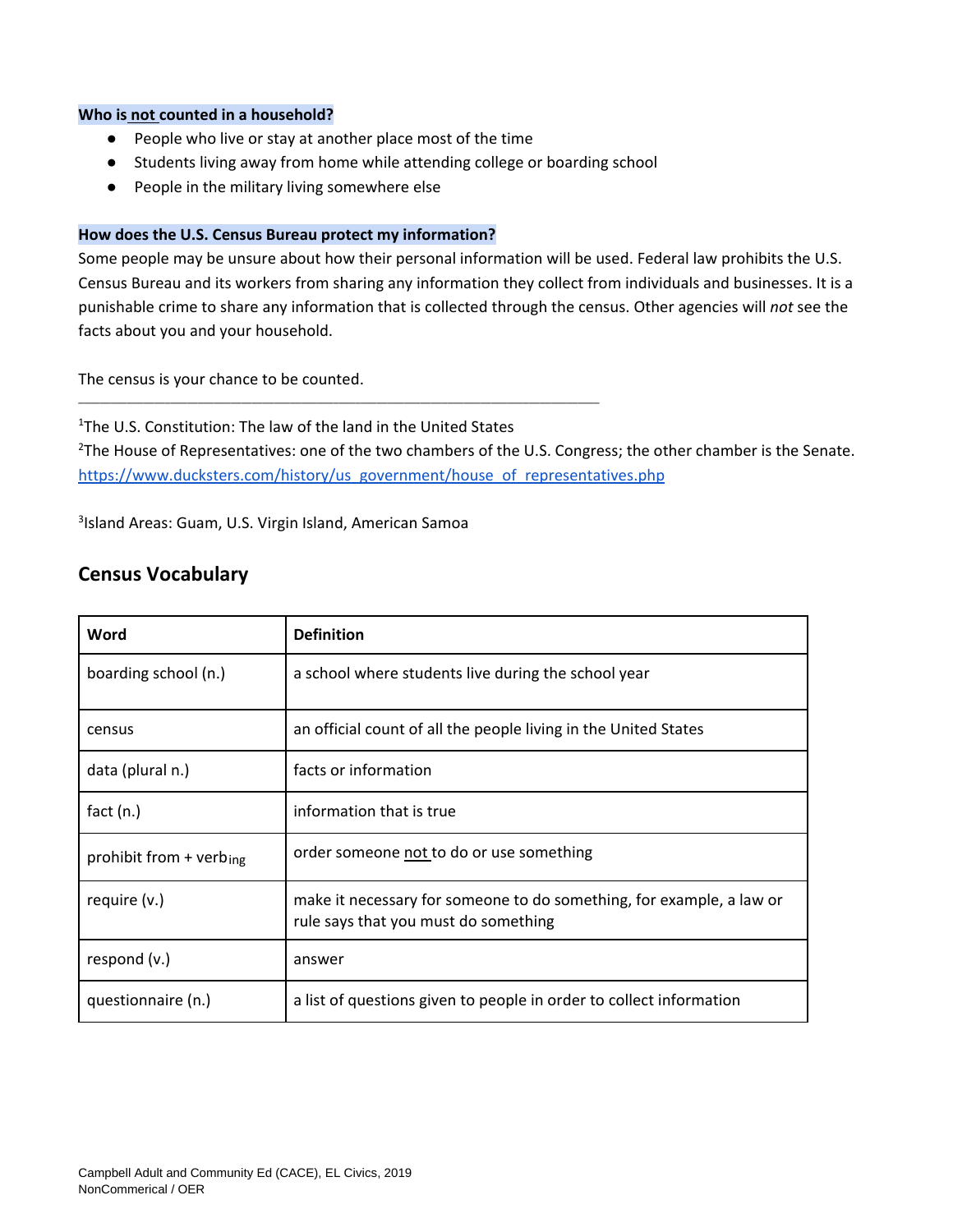**Who is not counted in a household?**

- People who live or stay at another place most of the time
- Students living away from home while attending college or boarding school
- People in the military living somewhere else

**How does the U.S. Census Bureau protect my information?**

Some people may be unsure about how their personal information will be used. Federal law prohibits the U.S. Census Bureau and its workers from sharing any information they collect from individuals and businesses. It is a punishable crime to share any information that is collected through the census. Other agencies will *not* see the facts about you and your household.

The census is your chance to be counted.

---

[1]The U.S. Constitution: The law of the land in the United States

[2]The House of Representatives: one of the two chambers of the U.S. Congress; the other chamber is the Senate. https://www.ducksters.com/history/us_government/house_of_representatives.php

[3]Island Areas: Guam, U.S. Virgin Island, American Samoa

## Census Vocabulary

| Word | Definition |
|---|---|
| boarding school (n.) | a school where students live during the school year |
| census | an official count of all the people living in the United States |
| data (plural n.) | facts or information |
| fact (n.) | information that is true |
| prohibit from + verb$_{ing}$ | order someone not to do or use something |
| require (v.) | make it necessary for someone to do something, for example, a law or rule says that you must do something |
| respond (v.) | answer |
| questionnaire (n.) | a list of questions given to people in order to collect information |

Campbell Adult and Community Ed (CACE), EL Civics, 2019
NonCommerical / OER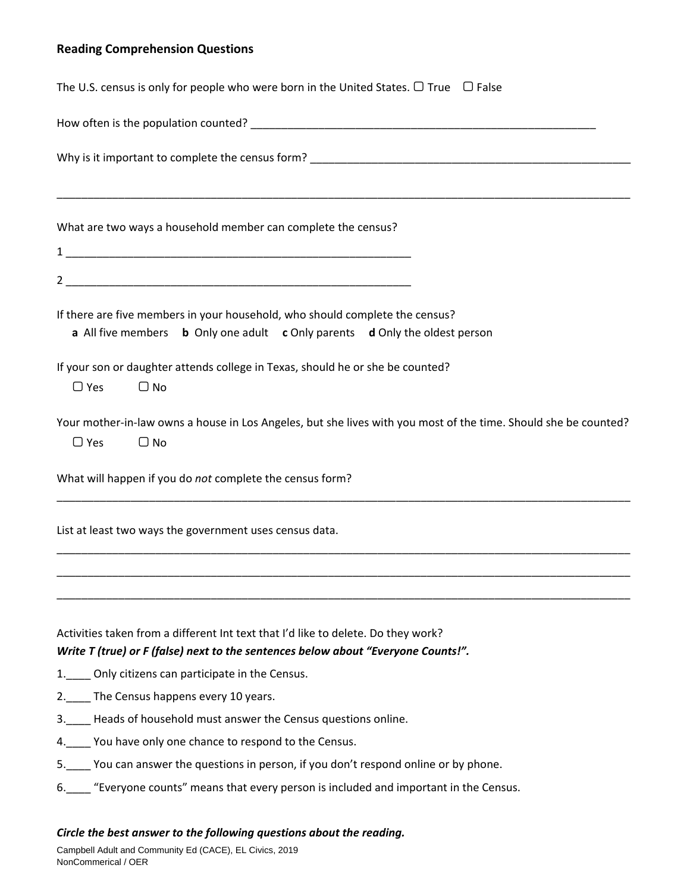### Reading Comprehension Questions

The U.S. census is only for people who were born in the United States. ☐ True ☐ False

How often is the population counted? ____________________________________________________________

Why is it important to complete the census form? ________________________________________________

______________________________________________________________________________________________

What are two ways a household member can complete the census?

1 ____________________________________________________________

2 ____________________________________________________________

If there are five members in your household, who should complete the census?

**a** All five members **b** Only one adult **c** Only parents **d** Only the oldest person

If your son or daughter attends college in Texas, should he or she be counted?

☐ Yes ☐ No

Your mother-in-law owns a house in Los Angeles, but she lives with you most of the time. Should she be counted?

☐ Yes ☐ No

What will happen if you do *not* complete the census form?

______________________________________________________________________________________________

List at least two ways the government uses census data.

______________________________________________________________________________________________

______________________________________________________________________________________________

______________________________________________________________________________________________

Activities taken from a different Int text that I'd like to delete. Do they work?

***Write T (true) or F (false) next to the sentences below about "Everyone Counts!".***

1.____ Only citizens can participate in the Census.

2.____ The Census happens every 10 years.

3.____ Heads of household must answer the Census questions online.

4.____ You have only one chance to respond to the Census.

5.____ You can answer the questions in person, if you don't respond online or by phone.

6.____ "Everyone counts" means that every person is included and important in the Census.

***Circle the best answer to the following questions about the reading.***

Campbell Adult and Community Ed (CACE), EL Civics, 2019
NonCommerical / OER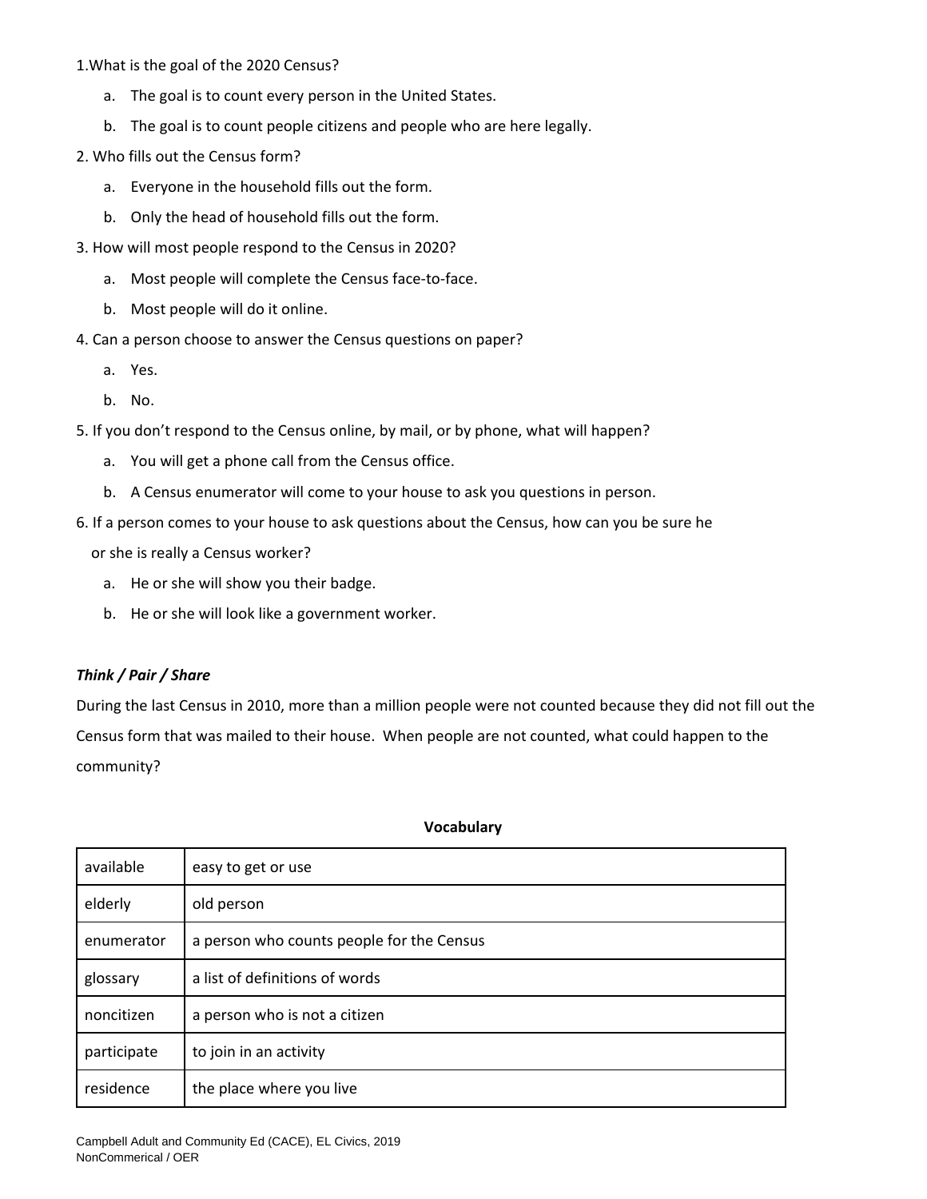1.What is the goal of the 2020 Census?

   a. The goal is to count every person in the United States.

   b. The goal is to count people citizens and people who are here legally.

2. Who fills out the Census form?

   a. Everyone in the household fills out the form.

   b. Only the head of household fills out the form.

3. How will most people respond to the Census in 2020?

   a. Most people will complete the Census face-to-face.

   b. Most people will do it online.

4. Can a person choose to answer the Census questions on paper?

   a. Yes.

   b. No.

5. If you don't respond to the Census online, by mail, or by phone, what will happen?

   a. You will get a phone call from the Census office.

   b. A Census enumerator will come to your house to ask you questions in person.

6. If a person comes to your house to ask questions about the Census, how can you be sure he or she is really a Census worker?

   a. He or she will show you their badge.

   b. He or she will look like a government worker.

***Think / Pair / Share***

During the last Census in 2010, more than a million people were not counted because they did not fill out the Census form that was mailed to their house. When people are not counted, what could happen to the community?

**Vocabulary**

| | |
|---|---|
| available | easy to get or use |
| elderly | old person |
| enumerator | a person who counts people for the Census |
| glossary | a list of definitions of words |
| noncitizen | a person who is not a citizen |
| participate | to join in an activity |
| residence | the place where you live |

Campbell Adult and Community Ed (CACE), EL Civics, 2019
NonCommerical / OER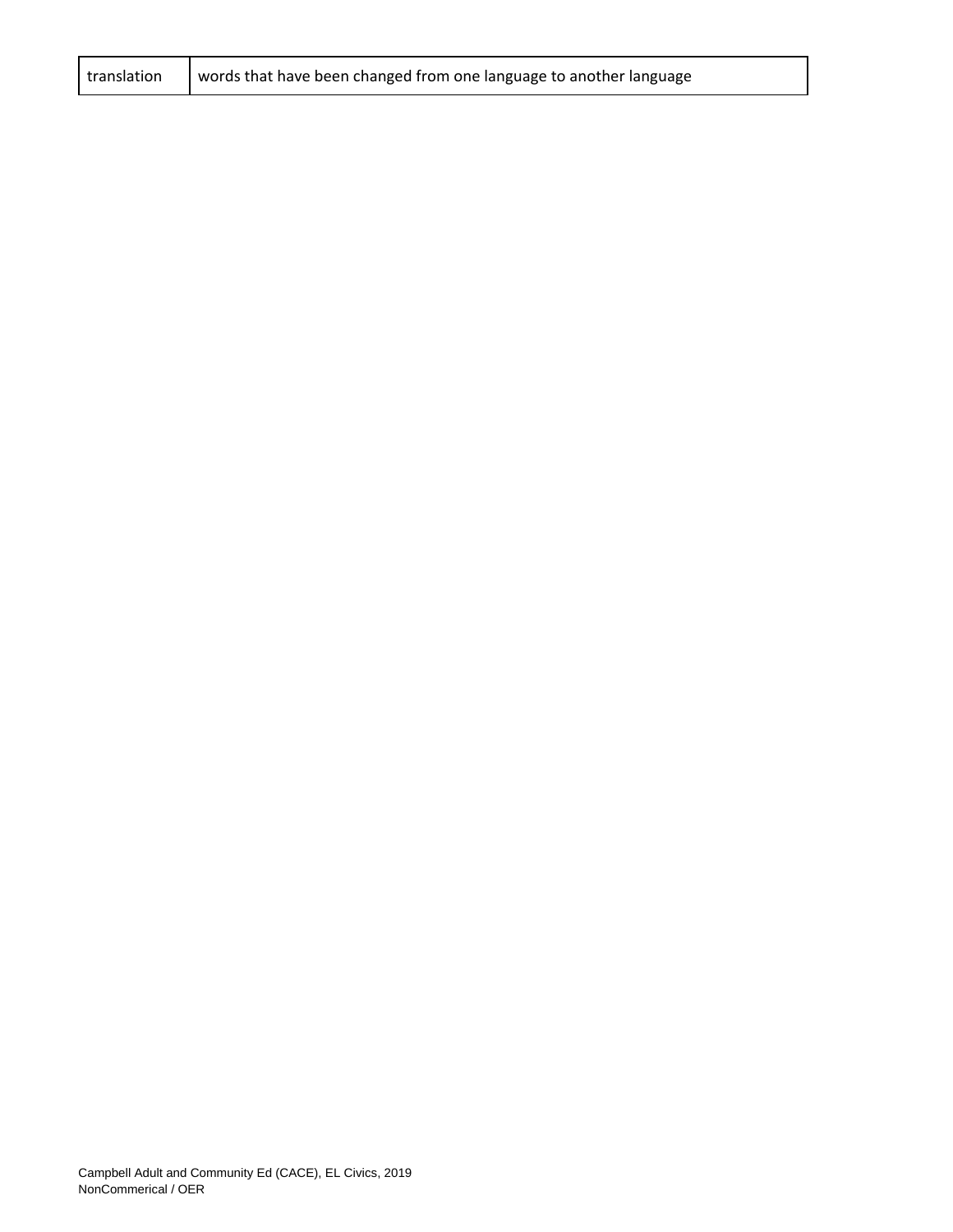| | |
|---|---|
| translation | words that have been changed from one language to another language |